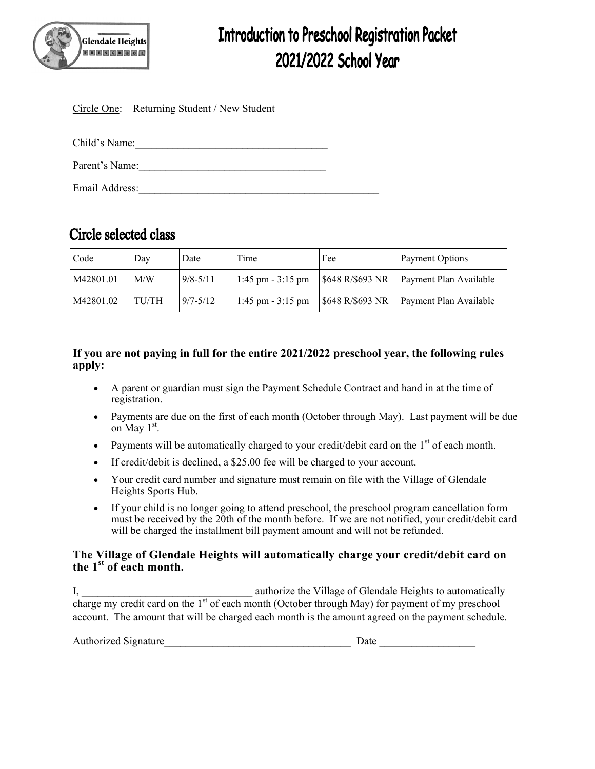# Introduction to Preschool Registration Packet
# 2021/2022 School Year

Circle One: Returning Student / New Student

Child's Name:___________________________________

Parent's Name:__________________________________

Email Address:_____________________________________________

## Circle selected class

| Code | Day | Date | Time | Fee | Payment Options |
|---|---|---|---|---|---|
| M42801.01 | M/W | 9/8-5/11 | 1:45 pm - 3:15 pm | $648 R/$693 NR | Payment Plan Available |
| M42801.02 | TU/TH | 9/7-5/12 | 1:45 pm - 3:15 pm | $648 R/$693 NR | Payment Plan Available |

### If you are not paying in full for the entire 2021/2022 preschool year, the following rules apply:

- A parent or guardian must sign the Payment Schedule Contract and hand in at the time of registration.
- Payments are due on the first of each month (October through May). Last payment will be due on May 1st.
- Payments will be automatically charged to your credit/debit card on the 1st of each month.
- If credit/debit is declined, a $25.00 fee will be charged to your account.
- Your credit card number and signature must remain on file with the Village of Glendale Heights Sports Hub.
- If your child is no longer going to attend preschool, the preschool program cancellation form must be received by the 20th of the month before. If we are not notified, your credit/debit card will be charged the installment bill payment amount and will not be refunded.

### The Village of Glendale Heights will automatically charge your credit/debit card on the 1st of each month.

I, _______________________________ authorize the Village of Glendale Heights to automatically charge my credit card on the 1st of each month (October through May) for payment of my preschool account. The amount that will be charged each month is the amount agreed on the payment schedule.

Authorized Signature___________________________________ Date _________________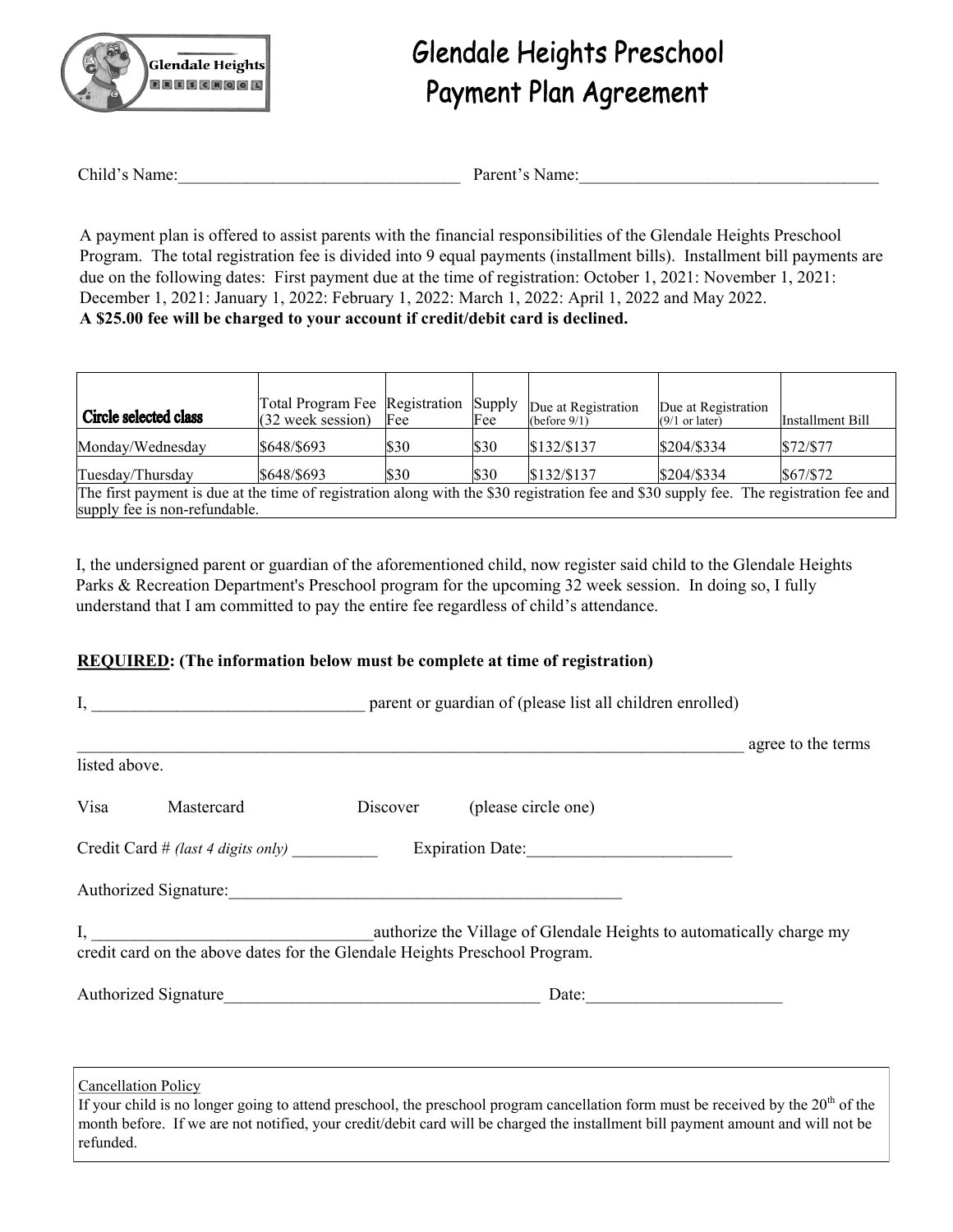# Glendale Heights Preschool
# Payment Plan Agreement

Child's Name:________________________________ Parent's Name:___________________________________

A payment plan is offered to assist parents with the financial responsibilities of the Glendale Heights Preschool Program. The total registration fee is divided into 9 equal payments (installment bills). Installment bill payments are due on the following dates: First payment due at the time of registration: October 1, 2021: November 1, 2021: December 1, 2021: January 1, 2022: February 1, 2022: March 1, 2022: April 1, 2022 and May 2022.
**A $25.00 fee will be charged to your account if credit/debit card is declined.**

| **Circle selected class** | Total Program Fee (32 week session) | Registration Fee | Supply Fee | Due at Registration (before 9/1) | Due at Registration (9/1 or later) | Installment Bill |
|---|---|---|---|---|---|---|
| Monday/Wednesday | $648/$693 | $30 | $30 | $132/$137 | $204/$334 | $72/$77 |
| Tuesday/Thursday | $648/$693 | $30 | $30 | $132/$137 | $204/$334 | $67/$72 |
| The first payment is due at the time of registration along with the $30 registration fee and $30 supply fee. The registration fee and supply fee is non-refundable. | | | | | | |

I, the undersigned parent or guardian of the aforementioned child, now register said child to the Glendale Heights Parks & Recreation Department's Preschool program for the upcoming 32 week session. In doing so, I fully understand that I am committed to pay the entire fee regardless of child's attendance.

**<u>REQUIRED</u>: (The information below must be complete at time of registration)**

I, ________________________________ parent or guardian of (please list all children enrolled)

_____________________________________________________________________________ agree to the terms listed above.

Visa Mastercard Discover (please circle one)

Credit Card # *(last 4 digits only)* __________ Expiration Date:________________________

Authorized Signature:______________________________________________

I, ________________________________authorize the Village of Glendale Heights to automatically charge my credit card on the above dates for the Glendale Heights Preschool Program.

Authorized Signature_____________________________________ Date:______________________

<u>Cancellation Policy</u>
If your child is no longer going to attend preschool, the preschool program cancellation form must be received by the 20th of the month before. If we are not notified, your credit/debit card will be charged the installment bill payment amount and will not be refunded.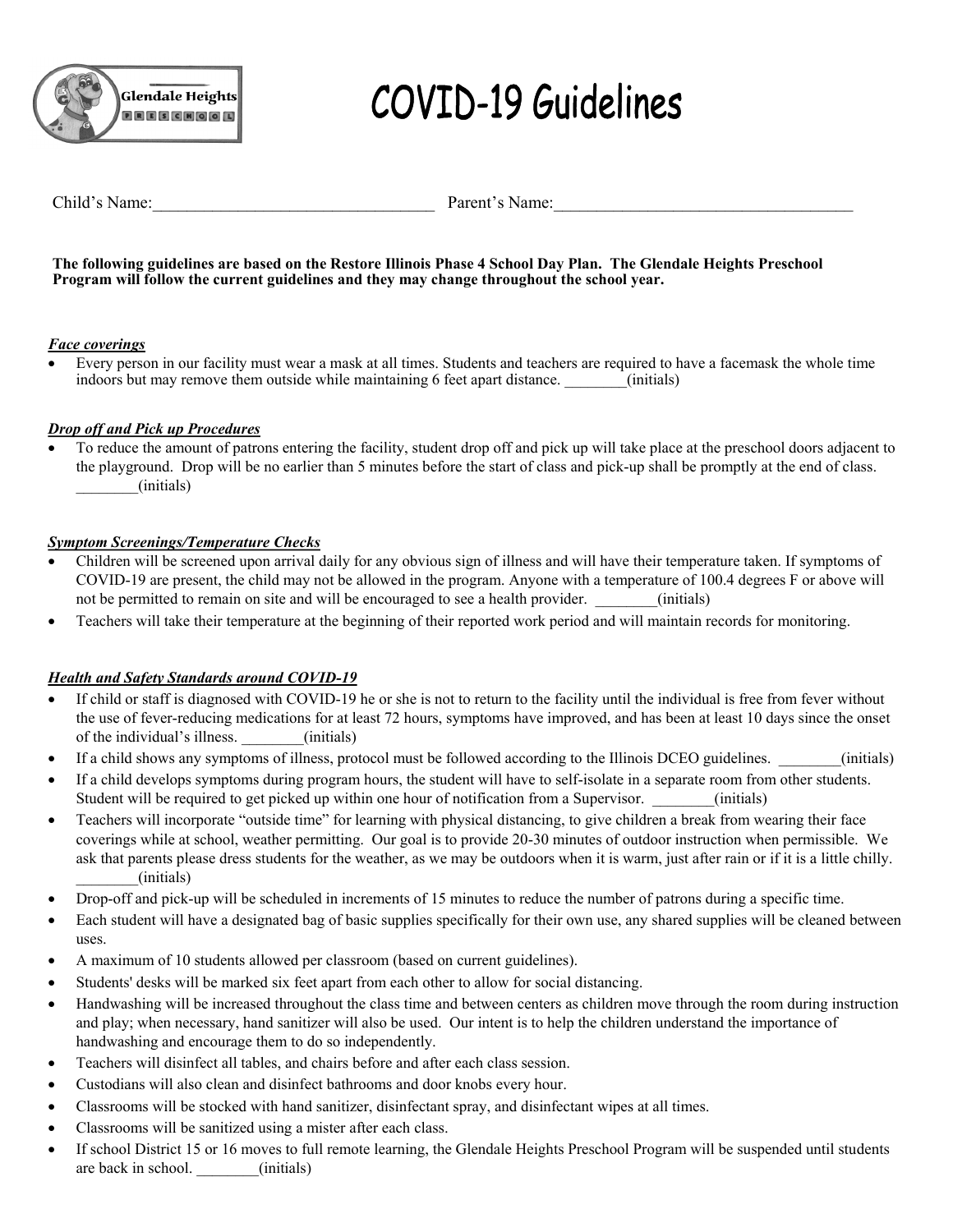# COVID-19 Guidelines

Glendale Heights Preschool

Child's Name:_________________________________ Parent's Name:___________________________________

**The following guidelines are based on the Restore Illinois Phase 4 School Day Plan. The Glendale Heights Preschool Program will follow the current guidelines and they may change throughout the school year.**

***Face coverings***

- Every person in our facility must wear a mask at all times. Students and teachers are required to have a facemask the whole time indoors but may remove them outside while maintaining 6 feet apart distance. ________(initials)

***Drop off and Pick up Procedures***

- To reduce the amount of patrons entering the facility, student drop off and pick up will take place at the preschool doors adjacent to the playground. Drop will be no earlier than 5 minutes before the start of class and pick-up shall be promptly at the end of class. ________(initials)

***Symptom Screenings/Temperature Checks***

- Children will be screened upon arrival daily for any obvious sign of illness and will have their temperature taken. If symptoms of COVID-19 are present, the child may not be allowed in the program. Anyone with a temperature of 100.4 degrees F or above will not be permitted to remain on site and will be encouraged to see a health provider. ________(initials)
- Teachers will take their temperature at the beginning of their reported work period and will maintain records for monitoring.

***Health and Safety Standards around COVID-19***

- If child or staff is diagnosed with COVID-19 he or she is not to return to the facility until the individual is free from fever without the use of fever-reducing medications for at least 72 hours, symptoms have improved, and has been at least 10 days since the onset of the individual's illness. ________(initials)
- If a child shows any symptoms of illness, protocol must be followed according to the Illinois DCEO guidelines. ________(initials)
- If a child develops symptoms during program hours, the student will have to self-isolate in a separate room from other students. Student will be required to get picked up within one hour of notification from a Supervisor. ________(initials)
- Teachers will incorporate "outside time" for learning with physical distancing, to give children a break from wearing their face coverings while at school, weather permitting. Our goal is to provide 20-30 minutes of outdoor instruction when permissible. We ask that parents please dress students for the weather, as we may be outdoors when it is warm, just after rain or if it is a little chilly. ________(initials)
- Drop-off and pick-up will be scheduled in increments of 15 minutes to reduce the number of patrons during a specific time.
- Each student will have a designated bag of basic supplies specifically for their own use, any shared supplies will be cleaned between uses.
- A maximum of 10 students allowed per classroom (based on current guidelines).
- Students' desks will be marked six feet apart from each other to allow for social distancing.
- Handwashing will be increased throughout the class time and between centers as children move through the room during instruction and play; when necessary, hand sanitizer will also be used. Our intent is to help the children understand the importance of handwashing and encourage them to do so independently.
- Teachers will disinfect all tables, and chairs before and after each class session.
- Custodians will also clean and disinfect bathrooms and door knobs every hour.
- Classrooms will be stocked with hand sanitizer, disinfectant spray, and disinfectant wipes at all times.
- Classrooms will be sanitized using a mister after each class.
- If school District 15 or 16 moves to full remote learning, the Glendale Heights Preschool Program will be suspended until students are back in school. ________(initials)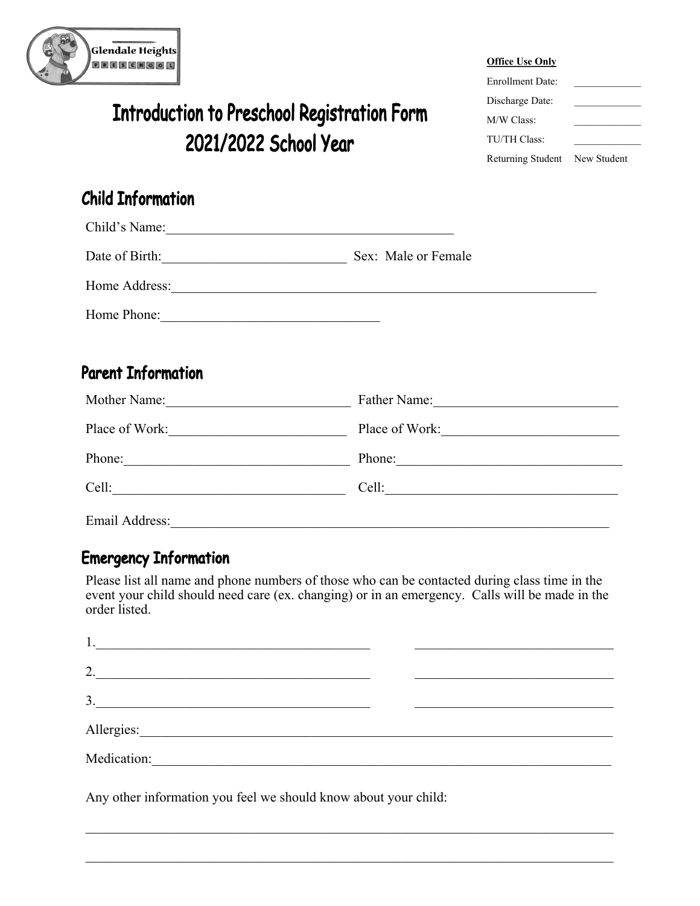Glendale Heights PRESCHOOL

**Office Use Only**

Enrollment Date: _____________

Discharge Date: _____________

M/W Class: _____________

TU/TH Class: _____________

Returning Student New Student

# Introduction to Preschool Registration Form
# 2021/2022 School Year

## Child Information

Child's Name:___________________________________________

Date of Birth:___________________________ Sex: Male or Female

Home Address:_______________________________________________________________

Home Phone:________________________________

## Parent Information

Mother Name:___________________________ Father Name:___________________________

Place of Work:_________________________ Place of Work:_________________________

Phone:_________________________________ Phone:_________________________________

Cell:__________________________________ Cell:__________________________________

Email Address:_______________________________________________________________

## Emergency Information

Please list all name and phone numbers of those who can be contacted during class time in the event your child should need care (ex. changing) or in an emergency. Calls will be made in the order listed.

1.________________________________________ _____________________________

2.________________________________________ _____________________________

3.________________________________________ _____________________________

Allergies:________________________________________________________________________

Medication:______________________________________________________________________

Any other information you feel we should know about your child:

_______________________________________________________________________________

_______________________________________________________________________________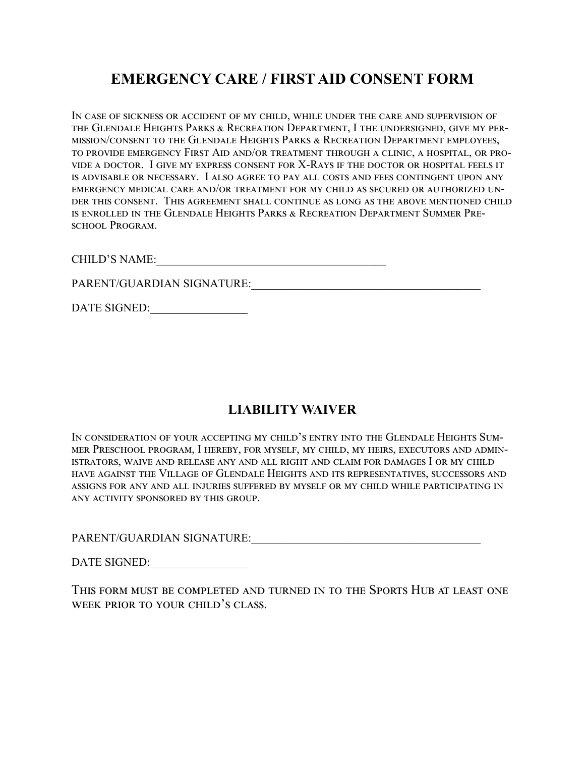# EMERGENCY CARE / FIRST AID CONSENT FORM

In case of sickness or accident of my child, while under the care and supervision of the Glendale Heights Parks & Recreation Department, I the undersigned, give my permission/consent to the Glendale Heights Parks & Recreation Department employees, to provide emergency First Aid and/or treatment through a clinic, a hospital, or provide a doctor. I give my express consent for X-Rays if the doctor or hospital feels it is advisable or necessary. I also agree to pay all costs and fees contingent upon any emergency medical care and/or treatment for my child as secured or authorized under this consent. This agreement shall continue as long as the above mentioned child is enrolled in the Glendale Heights Parks & Recreation Department Summer Preschool Program.

CHILD'S NAME:_______________________________________

PARENT/GUARDIAN SIGNATURE:_______________________________________

DATE SIGNED:________________

# LIABILITY WAIVER

In consideration of your accepting my child's entry into the Glendale Heights Summer Preschool program, I hereby, for myself, my child, my heirs, executors and administrators, waive and release any and all right and claim for damages I or my child have against the Village of Glendale Heights and its representatives, successors and assigns for any and all injuries suffered by myself or my child while participating in any activity sponsored by this group.

PARENT/GUARDIAN SIGNATURE:_______________________________________

DATE SIGNED:________________

This form must be completed and turned in to the Sports Hub at least one week prior to your child's class.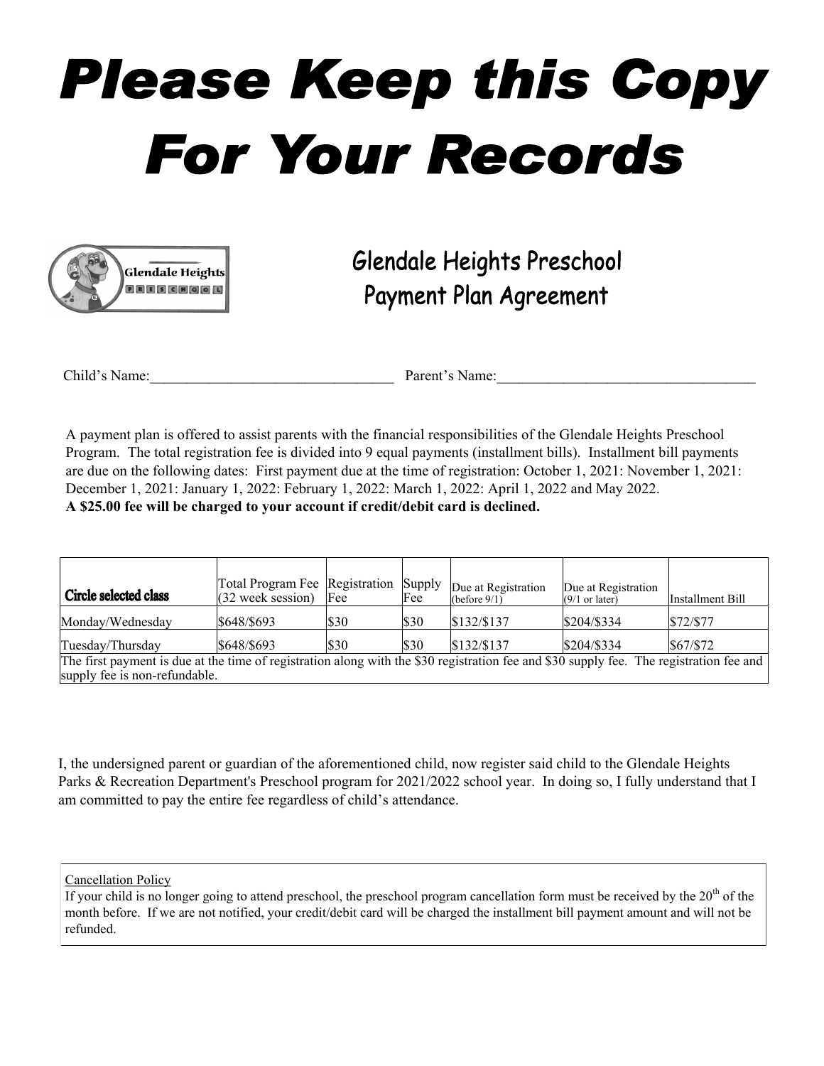# Please Keep this Copy For Your Records

## Glendale Heights Preschool Payment Plan Agreement

Child's Name:_________________________________ Parent's Name:___________________________________

A payment plan is offered to assist parents with the financial responsibilities of the Glendale Heights Preschool Program. The total registration fee is divided into 9 equal payments (installment bills). Installment bill payments are due on the following dates: First payment due at the time of registration: October 1, 2021: November 1, 2021: December 1, 2021: January 1, 2022: February 1, 2022: March 1, 2022: April 1, 2022 and May 2022.
**A $25.00 fee will be charged to your account if credit/debit card is declined.**

| Circle selected class | Total Program Fee (32 week session) | Registration Fee | Supply Fee | Due at Registration (before 9/1) | Due at Registration (9/1 or later) | Installment Bill |
|---|---|---|---|---|---|---|
| Monday/Wednesday | $648/$693 | $30 | $30 | $132/$137 | $204/$334 | $72/$77 |
| Tuesday/Thursday | $648/$693 | $30 | $30 | $132/$137 | $204/$334 | $67/$72 |
| The first payment is due at the time of registration along with the $30 registration fee and $30 supply fee. The registration fee and supply fee is non-refundable. | | | | | | |

I, the undersigned parent or guardian of the aforementioned child, now register said child to the Glendale Heights Parks & Recreation Department's Preschool program for 2021/2022 school year. In doing so, I fully understand that I am committed to pay the entire fee regardless of child's attendance.

Cancellation Policy
If your child is no longer going to attend preschool, the preschool program cancellation form must be received by the 20th of the month before. If we are not notified, your credit/debit card will be charged the installment bill payment amount and will not be refunded.